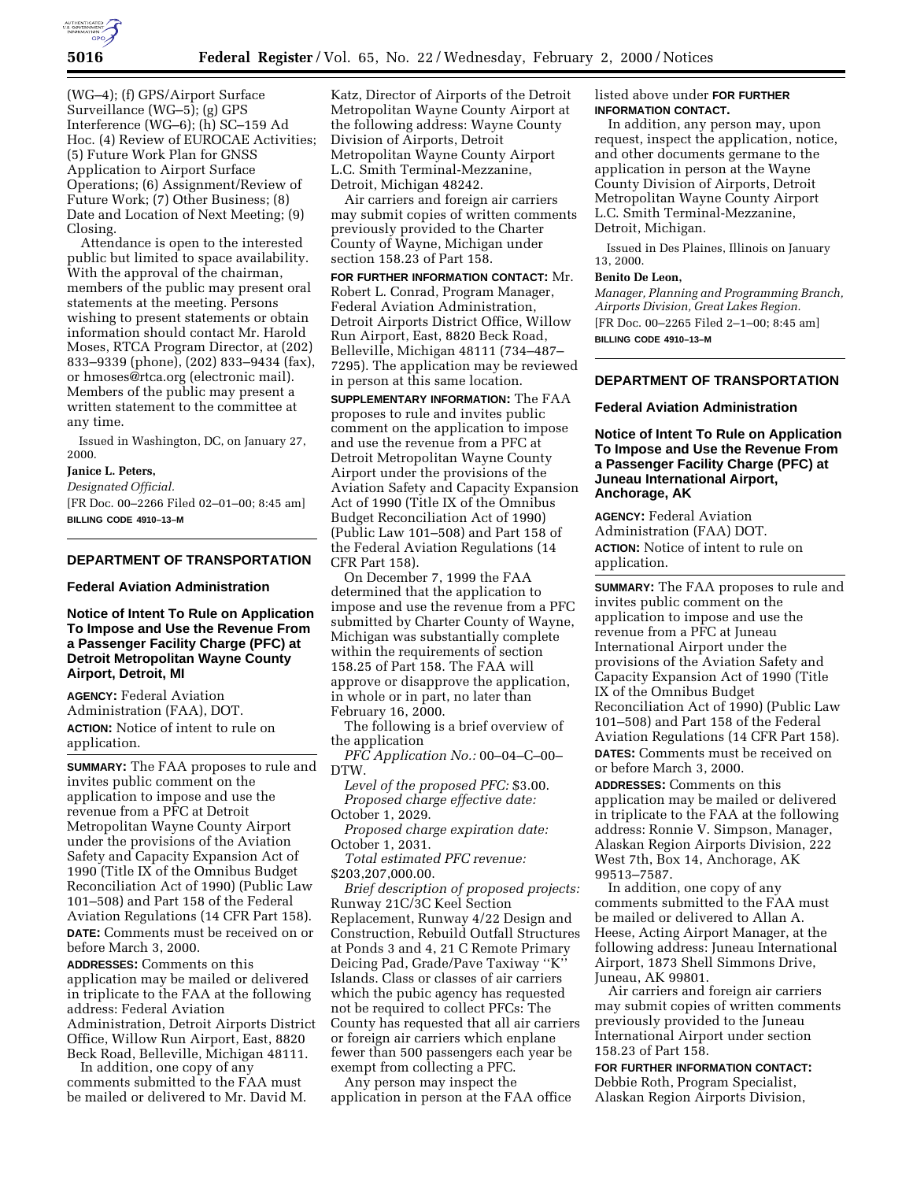(WG–4); (f) GPS/Airport Surface Surveillance (WG–5); (g) GPS Interference (WG–6); (h) SC–159 Ad Hoc. (4) Review of EUROCAE Activities; (5) Future Work Plan for GNSS Application to Airport Surface Operations; (6) Assignment/Review of Future Work; (7) Other Business; (8) Date and Location of Next Meeting; (9) Closing.

Attendance is open to the interested public but limited to space availability. With the approval of the chairman, members of the public may present oral statements at the meeting. Persons wishing to present statements or obtain information should contact Mr. Harold Moses, RTCA Program Director, at (202) 833–9339 (phone), (202) 833–9434 (fax), or hmoses@rtca.org (electronic mail). Members of the public may present a written statement to the committee at any time.

Issued in Washington, DC, on January 27, 2000.

**Janice L. Peters,**

*Designated Official.*

[FR Doc. 00–2266 Filed 02–01–00; 8:45 am]

**BILLING CODE 4910–13–M**

---

## DEPARTMENT OF TRANSPORTATION

### Federal Aviation Administration

### Notice of Intent To Rule on Application To Impose and Use the Revenue From a Passenger Facility Charge (PFC) at Detroit Metropolitan Wayne County Airport, Detroit, MI

**AGENCY:** Federal Aviation Administration (FAA), DOT.

**ACTION:** Notice of intent to rule on application.

**SUMMARY:** The FAA proposes to rule and invites public comment on the application to impose and use the revenue from a PFC at Detroit Metropolitan Wayne County Airport under the provisions of the Aviation Safety and Capacity Expansion Act of 1990 (Title IX of the Omnibus Budget Reconciliation Act of 1990) (Public Law 101–508) and Part 158 of the Federal Aviation Regulations (14 CFR Part 158).

**DATE:** Comments must be received on or before March 3, 2000.

**ADDRESSES:** Comments on this application may be mailed or delivered in triplicate to the FAA at the following address: Federal Aviation Administration, Detroit Airports District Office, Willow Run Airport, East, 8820 Beck Road, Belleville, Michigan 48111.

In addition, one copy of any comments submitted to the FAA must be mailed or delivered to Mr. David M. Katz, Director of Airports of the Detroit Metropolitan Wayne County Airport at the following address: Wayne County Division of Airports, Detroit Metropolitan Wayne County Airport L.C. Smith Terminal-Mezzanine, Detroit, Michigan 48242.

Air carriers and foreign air carriers may submit copies of written comments previously provided to the Charter County of Wayne, Michigan under section 158.23 of Part 158.

**FOR FURTHER INFORMATION CONTACT:** Mr. Robert L. Conrad, Program Manager, Federal Aviation Administration, Detroit Airports District Office, Willow Run Airport, East, 8820 Beck Road, Belleville, Michigan 48111 (734–487–7295). The application may be reviewed in person at this same location.

**SUPPLEMENTARY INFORMATION:** The FAA proposes to rule and invites public comment on the application to impose and use the revenue from a PFC at Detroit Metropolitan Wayne County Airport under the provisions of the Aviation Safety and Capacity Expansion Act of 1990 (Title IX of the Omnibus Budget Reconciliation Act of 1990) (Public Law 101–508) and Part 158 of the Federal Aviation Regulations (14 CFR Part 158).

On December 7, 1999 the FAA determined that the application to impose and use the revenue from a PFC submitted by Charter County of Wayne, Michigan was substantially complete within the requirements of section 158.25 of Part 158. The FAA will approve or disapprove the application, in whole or in part, no later than February 16, 2000.

The following is a brief overview of the application

*PFC Application No.:* 00–04–C–00–DTW.

*Level of the proposed PFC:* $3.00.

*Proposed charge effective date:* October 1, 2029.

*Proposed charge expiration date:* October 1, 2031.

*Total estimated PFC revenue:* $203,207,000.00.

*Brief description of proposed projects:* Runway 21C/3C Keel Section Replacement, Runway 4/22 Design and Construction, Rebuild Outfall Structures at Ponds 3 and 4, 21 C Remote Primary Deicing Pad, Grade/Pave Taxiway ''K'' Islands. Class or classes of air carriers which the pubic agency has requested not be required to collect PFCs: The County has requested that all air carriers or foreign air carriers which enplane fewer than 500 passengers each year be exempt from collecting a PFC.

Any person may inspect the application in person at the FAA office listed above under **FOR FURTHER INFORMATION CONTACT.**

In addition, any person may, upon request, inspect the application, notice, and other documents germane to the application in person at the Wayne County Division of Airports, Detroit Metropolitan Wayne County Airport L.C. Smith Terminal-Mezzanine, Detroit, Michigan.

Issued in Des Plaines, Illinois on January 13, 2000.

**Benito De Leon,**

*Manager, Planning and Programming Branch, Airports Division, Great Lakes Region.*

[FR Doc. 00–2265 Filed 2–1–00; 8:45 am]

**BILLING CODE 4910–13–M**

---

## DEPARTMENT OF TRANSPORTATION

### Federal Aviation Administration

### Notice of Intent To Rule on Application To Impose and Use the Revenue From a Passenger Facility Charge (PFC) at Juneau International Airport, Anchorage, AK

**AGENCY:** Federal Aviation Administration (FAA) DOT.

**ACTION:** Notice of intent to rule on application.

**SUMMARY:** The FAA proposes to rule and invites public comment on the application to impose and use the revenue from a PFC at Juneau International Airport under the provisions of the Aviation Safety and Capacity Expansion Act of 1990 (Title IX of the Omnibus Budget Reconciliation Act of 1990) (Public Law 101–508) and Part 158 of the Federal Aviation Regulations (14 CFR Part 158).

**DATES:** Comments must be received on or before March 3, 2000.

**ADDRESSES:** Comments on this application may be mailed or delivered in triplicate to the FAA at the following address: Ronnie V. Simpson, Manager, Alaskan Region Airports Division, 222 West 7th, Box 14, Anchorage, AK 99513–7587.

In addition, one copy of any comments submitted to the FAA must be mailed or delivered to Allan A. Heese, Acting Airport Manager, at the following address: Juneau International Airport, 1873 Shell Simmons Drive, Juneau, AK 99801.

Air carriers and foreign air carriers may submit copies of written comments previously provided to the Juneau International Airport under section 158.23 of Part 158.

**FOR FURTHER INFORMATION CONTACT:** Debbie Roth, Program Specialist, Alaskan Region Airports Division,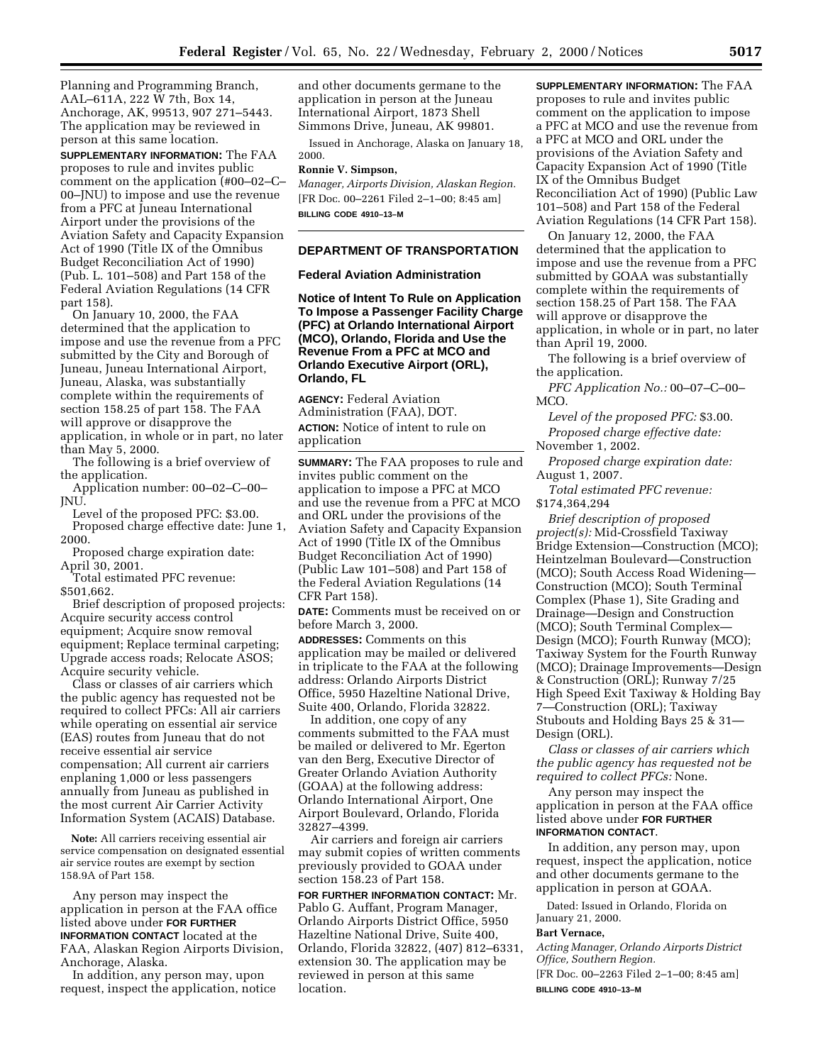Planning and Programming Branch, AAL–611A, 222 W 7th, Box 14, Anchorage, AK, 99513, 907 271–5443. The application may be reviewed in person at this same location.

**SUPPLEMENTARY INFORMATION:** The FAA proposes to rule and invites public comment on the application (#00–02–C–00–JNU) to impose and use the revenue from a PFC at Juneau International Airport under the provisions of the Aviation Safety and Capacity Expansion Act of 1990 (Title IX of the Omnibus Budget Reconciliation Act of 1990) (Pub. L. 101–508) and Part 158 of the Federal Aviation Regulations (14 CFR part 158).

On January 10, 2000, the FAA determined that the application to impose and use the revenue from a PFC submitted by the City and Borough of Juneau, Juneau International Airport, Juneau, Alaska, was substantially complete within the requirements of section 158.25 of part 158. The FAA will approve or disapprove the application, in whole or in part, no later than May 5, 2000.

The following is a brief overview of the application.

Application number: 00–02–C–00–JNU.

Level of the proposed PFC: $3.00.

Proposed charge effective date: June 1, 2000.

Proposed charge expiration date: April 30, 2001.

Total estimated PFC revenue: $501,662.

Brief description of proposed projects: Acquire security access control equipment; Acquire snow removal equipment; Replace terminal carpeting; Upgrade access roads; Relocate ASOS; Acquire security vehicle.

Class or classes of air carriers which the public agency has requested not be required to collect PFCs: All air carriers while operating on essential air service (EAS) routes from Juneau that do not receive essential air service compensation; All current air carriers enplaning 1,000 or less passengers annually from Juneau as published in the most current Air Carrier Activity Information System (ACAIS) Database.

**Note:** All carriers receiving essential air service compensation on designated essential air service routes are exempt by section 158.9A of Part 158.

Any person may inspect the application in person at the FAA office listed above under **FOR FURTHER INFORMATION CONTACT** located at the FAA, Alaskan Region Airports Division, Anchorage, Alaska.

In addition, any person may, upon request, inspect the application, notice and other documents germane to the application in person at the Juneau International Airport, 1873 Shell Simmons Drive, Juneau, AK 99801.

Issued in Anchorage, Alaska on January 18, 2000.

**Ronnie V. Simpson,**

*Manager, Airports Division, Alaskan Region.*

[FR Doc. 00–2261 Filed 2–1–00; 8:45 am]

**BILLING CODE 4910–13–M**

---

## DEPARTMENT OF TRANSPORTATION

### Federal Aviation Administration

### Notice of Intent To Rule on Application To Impose a Passenger Facility Charge (PFC) at Orlando International Airport (MCO), Orlando, Florida and Use the Revenue From a PFC at MCO and Orlando Executive Airport (ORL), Orlando, FL

**AGENCY:** Federal Aviation Administration (FAA), DOT.

**ACTION:** Notice of intent to rule on application

**SUMMARY:** The FAA proposes to rule and invites public comment on the application to impose a PFC at MCO and use the revenue from a PFC at MCO and ORL under the provisions of the Aviation Safety and Capacity Expansion Act of 1990 (Title IX of the Omnibus Budget Reconciliation Act of 1990) (Public Law 101–508) and Part 158 of the Federal Aviation Regulations (14 CFR Part 158).

**DATE:** Comments must be received on or before March 3, 2000.

**ADDRESSES:** Comments on this application may be mailed or delivered in triplicate to the FAA at the following address: Orlando Airports District Office, 5950 Hazeltine National Drive, Suite 400, Orlando, Florida 32822.

In addition, one copy of any comments submitted to the FAA must be mailed or delivered to Mr. Egerton van den Berg, Executive Director of Greater Orlando Aviation Authority (GOAA) at the following address: Orlando International Airport, One Airport Boulevard, Orlando, Florida 32827–4399.

Air carriers and foreign air carriers may submit copies of written comments previously provided to GOAA under section 158.23 of Part 158.

**FOR FURTHER INFORMATION CONTACT:** Mr. Pablo G. Auffant, Program Manager, Orlando Airports District Office, 5950 Hazeltine National Drive, Suite 400, Orlando, Florida 32822, (407) 812–6331, extension 30. The application may be reviewed in person at this same location.

**SUPPLEMENTARY INFORMATION:** The FAA proposes to rule and invites public comment on the application to impose a PFC at MCO and use the revenue from a PFC at MCO and ORL under the provisions of the Aviation Safety and Capacity Expansion Act of 1990 (Title IX of the Omnibus Budget Reconciliation Act of 1990) (Public Law 101–508) and Part 158 of the Federal Aviation Regulations (14 CFR Part 158).

On January 12, 2000, the FAA determined that the application to impose and use the revenue from a PFC submitted by GOAA was substantially complete within the requirements of section 158.25 of Part 158. The FAA will approve or disapprove the application, in whole or in part, no later than April 19, 2000.

The following is a brief overview of the application.

*PFC Application No.:* 00–07–C–00–MCO.

*Level of the proposed PFC:* $3.00.

*Proposed charge effective date:* November 1, 2002.

*Proposed charge expiration date:* August 1, 2007.

*Total estimated PFC revenue:* $174,364,294

*Brief description of proposed project(s):* Mid-Crossfield Taxiway Bridge Extension—Construction (MCO); Heintzelman Boulevard—Construction (MCO); South Access Road Widening—Construction (MCO); South Terminal Complex (Phase 1), Site Grading and Drainage—Design and Construction (MCO); South Terminal Complex—Design (MCO); Fourth Runway (MCO); Taxiway System for the Fourth Runway (MCO); Drainage Improvements—Design & Construction (ORL); Runway 7/25 High Speed Exit Taxiway & Holding Bay 7—Construction (ORL); Taxiway Stubouts and Holding Bays 25 & 31—Design (ORL).

*Class or classes of air carriers which the public agency has requested not be required to collect PFCs:* None.

Any person may inspect the application in person at the FAA office listed above under **FOR FURTHER INFORMATION CONTACT**.

In addition, any person may, upon request, inspect the application, notice and other documents germane to the application in person at GOAA.

Dated: Issued in Orlando, Florida on January 21, 2000.

**Bart Vernace,**

*Acting Manager, Orlando Airports District Office, Southern Region.*

[FR Doc. 00–2263 Filed 2–1–00; 8:45 am]

**BILLING CODE 4910–13–M**